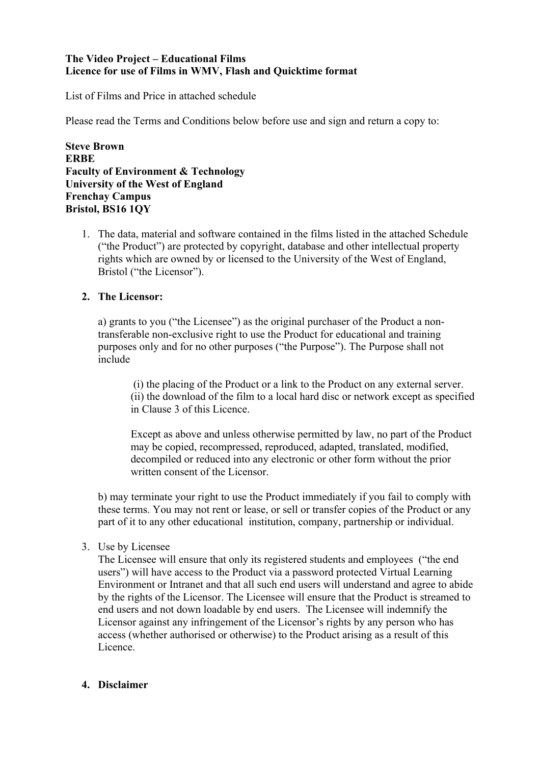**The Video Project – Educational Films**
**Licence for use of Films in WMV, Flash and Quicktime format**

List of Films and Price in attached schedule

Please read the Terms and Conditions below before use and sign and return a copy to:

**Steve Brown**
**ERBE**
**Faculty of Environment & Technology**
**University of the West of England**
**Frenchay Campus**
**Bristol, BS16 1QY**

1. The data, material and software contained in the films listed in the attached Schedule ("the Product") are protected by copyright, database and other intellectual property rights which are owned by or licensed to the University of the West of England, Bristol ("the Licensor").

2. **The Licensor:**

   a) grants to you ("the Licensee") as the original purchaser of the Product a non-transferable non-exclusive right to use the Product for educational and training purposes only and for no other purposes ("the Purpose"). The Purpose shall not include

      (i) the placing of the Product or a link to the Product on any external server.
      (ii) the download of the film to a local hard disc or network except as specified in Clause 3 of this Licence.

      Except as above and unless otherwise permitted by law, no part of the Product may be copied, recompressed, reproduced, adapted, translated, modified, decompiled or reduced into any electronic or other form without the prior written consent of the Licensor.

   b) may terminate your right to use the Product immediately if you fail to comply with these terms. You may not rent or lease, or sell or transfer copies of the Product or any part of it to any other educational institution, company, partnership or individual.

3. Use by Licensee
   The Licensee will ensure that only its registered students and employees ("the end users") will have access to the Product via a password protected Virtual Learning Environment or Intranet and that all such end users will understand and agree to abide by the rights of the Licensor. The Licensee will ensure that the Product is streamed to end users and not down loadable by end users. The Licensee will indemnify the Licensor against any infringement of the Licensor's rights by any person who has access (whether authorised or otherwise) to the Product arising as a result of this Licence.

4. **Disclaimer**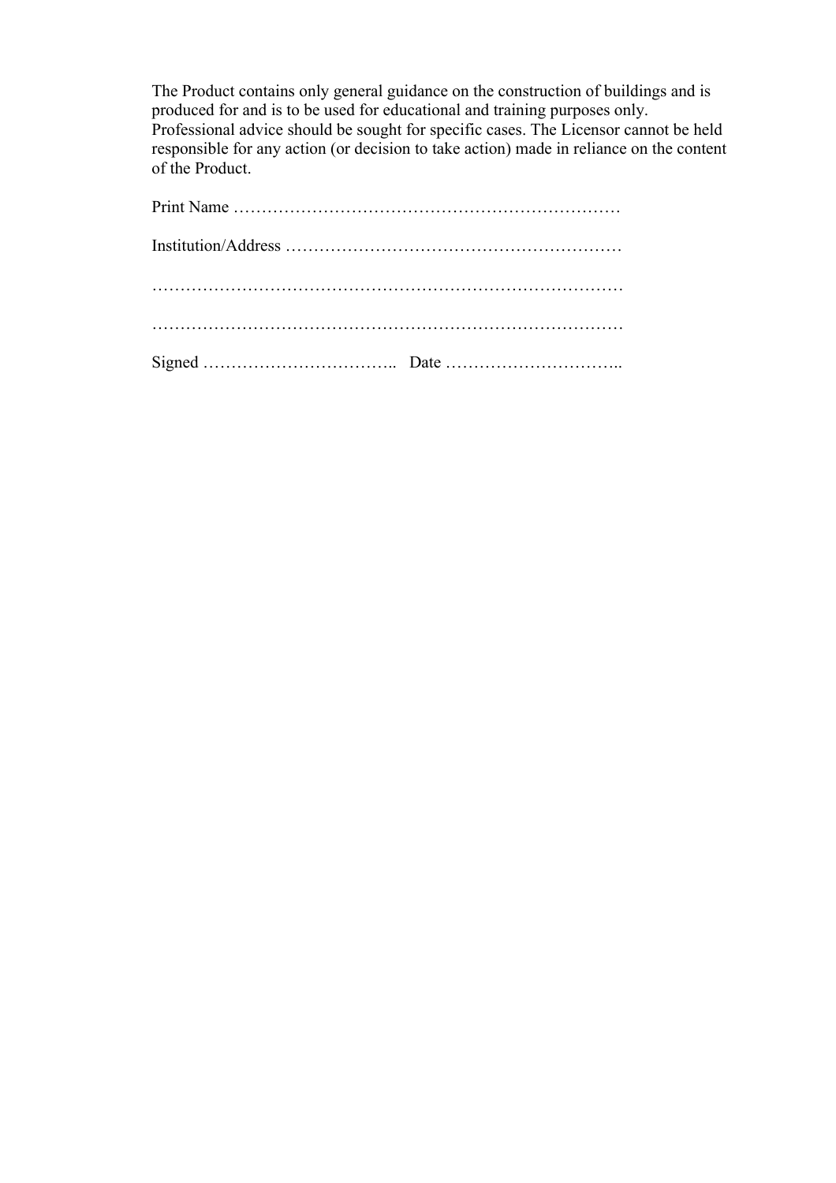The Product contains only general guidance on the construction of buildings and is produced for and is to be used for educational and training purposes only. Professional advice should be sought for specific cases. The Licensor cannot be held responsible for any action (or decision to take action) made in reliance on the content of the Product.

Print Name ……………………………………………………………

Institution/Address …………………………………………………

……………………………………………………………………….

……………………………………………………………………….

Signed …………………………….. Date …………………………..